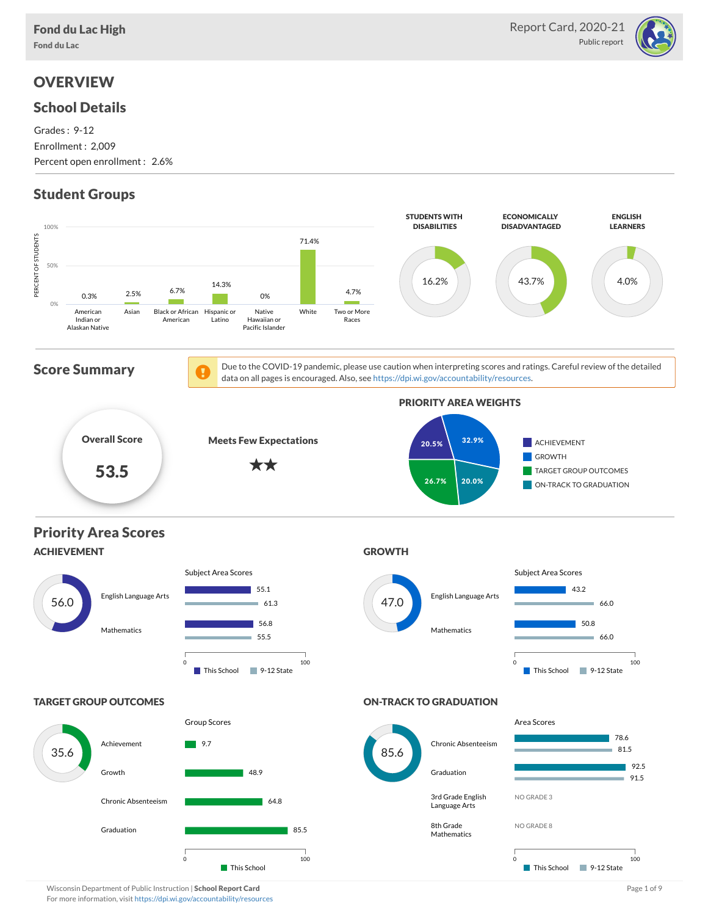# Fond du Lac High

Fond du Lac

Report Card, 2020-21

Public report

## OVERVIEW

### School Details

Grades : 9-12

Enrollment : 2,009

Percent open enrollment : 2.6%

### Student Groups

PERCENT OF STUDENTS

100%

50%

0%

0.3%
American Indian or Alaskan Native

2.5%
Asian

6.7%
Black or African American

14.3%
Hispanic or Latino

0%
Native Hawaiian or Pacific Islander

71.4%
White

4.7%
Two or More Races

STUDENTS WITH DISABILITIES
16.2%

ECONOMICALLY DISADVANTAGED
43.7%

ENGLISH LEARNERS
4.0%

### Score Summary

Due to the COVID-19 pandemic, please use caution when interpreting scores and ratings. Careful review of the detailed data on all pages is encouraged. Also, see https://dpi.wi.gov/accountability/resources.

Overall Score

53.5

Meets Few Expectations

★★

PRIORITY AREA WEIGHTS

20.5%
32.9%
26.7%
20.0%

ACHIEVEMENT
GROWTH
TARGET GROUP OUTCOMES
ON-TRACK TO GRADUATION

## Priority Area Scores

### ACHIEVEMENT

56.0

Subject Area Scores

English Language Arts
55.1
61.3

Mathematics
56.8
55.5

0
100

This School
9-12 State

### GROWTH

47.0

Subject Area Scores

English Language Arts
43.2
66.0

Mathematics
50.8
66.0

0
100

This School
9-12 State

### TARGET GROUP OUTCOMES

35.6

Group Scores

Achievement
9.7

Growth
48.9

Chronic Absenteeism
64.8

Graduation
85.5

0
100

This School

### ON-TRACK TO GRADUATION

85.6

Area Scores

Chronic Absenteeism
78.6
81.5

Graduation
92.5
91.5

3rd Grade English Language Arts
NO GRADE 3

8th Grade Mathematics
NO GRADE 8

0
100

This School
9-12 State

Wisconsin Department of Public Instruction | **School Report Card**
For more information, visit https://dpi.wi.gov/accountability/resources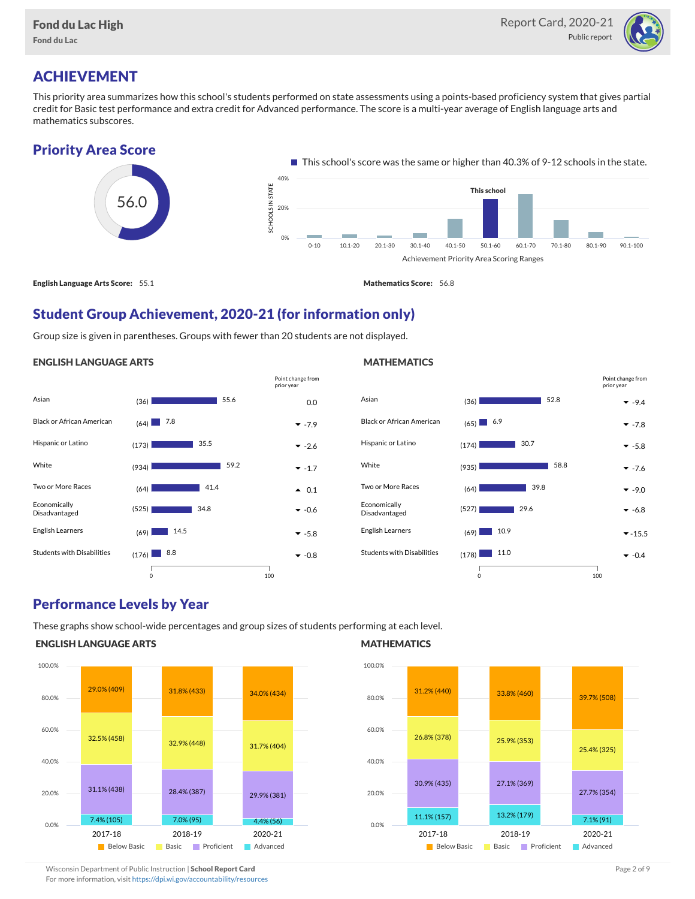## ACHIEVEMENT

This priority area summarizes how this school's students performed on state assessments using a points-based proficiency system that gives partial credit for Basic test performance and extra credit for Advanced performance. The score is a multi-year average of English language arts and mathematics subscores.

### Priority Area Score

56.0

This school's score was the same or higher than 40.3% of 9-12 schools in the state.

SCHOOLS IN STATE
40%
20%
0%
This school
0-10
10.1-20
20.1-30
30.1-40
40.1-50
50.1-60
60.1-70
70.1-80
80.1-90
90.1-100
Achievement Priority Area Scoring Ranges

**English Language Arts Score:** 55.1

**Mathematics Score:** 56.8

### Student Group Achievement, 2020-21 (for information only)

Group size is given in parentheses. Groups with fewer than 20 students are not displayed.

#### ENGLISH LANGUAGE ARTS

Point change from prior year

Asian (36) 55.6 0.0
Black or African American (64) 7.8 ▼ -7.9
Hispanic or Latino (173) 35.5 ▼ -2.6
White (934) 59.2 ▼ -1.7
Two or More Races (64) 41.4 ▲ 0.1
Economically Disadvantaged (525) 34.8 ▼ -0.6
English Learners (69) 14.5 ▼ -5.8
Students with Disabilities (176) 8.8 ▼ -0.8

0
100

#### MATHEMATICS

Point change from prior year

Asian (36) 52.8 ▼ -9.4
Black or African American (65) 6.9 ▼ -7.8
Hispanic or Latino (174) 30.7 ▼ -5.8
White (935) 58.8 ▼ -7.6
Two or More Races (64) 39.8 ▼ -9.0
Economically Disadvantaged (527) 29.6 ▼ -6.8
English Learners (69) 10.9 ▼ -15.5
Students with Disabilities (178) 11.0 ▼ -0.4

0
100

### Performance Levels by Year

These graphs show school-wide percentages and group sizes of students performing at each level.

#### ENGLISH LANGUAGE ARTS

100.0%
80.0%
60.0%
40.0%
20.0%
0.0%

2017-18: 29.0% (409), 32.5% (458), 31.1% (438), 7.4% (105)
2018-19: 31.8% (433), 32.9% (448), 28.4% (387), 7.0% (95)
2020-21: 34.0% (434), 31.7% (404), 29.9% (381), 4.4% (56)

Below Basic
Basic
Proficient
Advanced

#### MATHEMATICS

100.0%
80.0%
60.0%
40.0%
20.0%
0.0%

2017-18: 31.2% (440), 26.8% (378), 30.9% (435), 11.1% (157)
2018-19: 33.8% (460), 25.9% (353), 27.1% (369), 13.2% (179)
2020-21: 39.7% (508), 25.4% (325), 27.7% (354), 7.1% (91)

Below Basic
Basic
Proficient
Advanced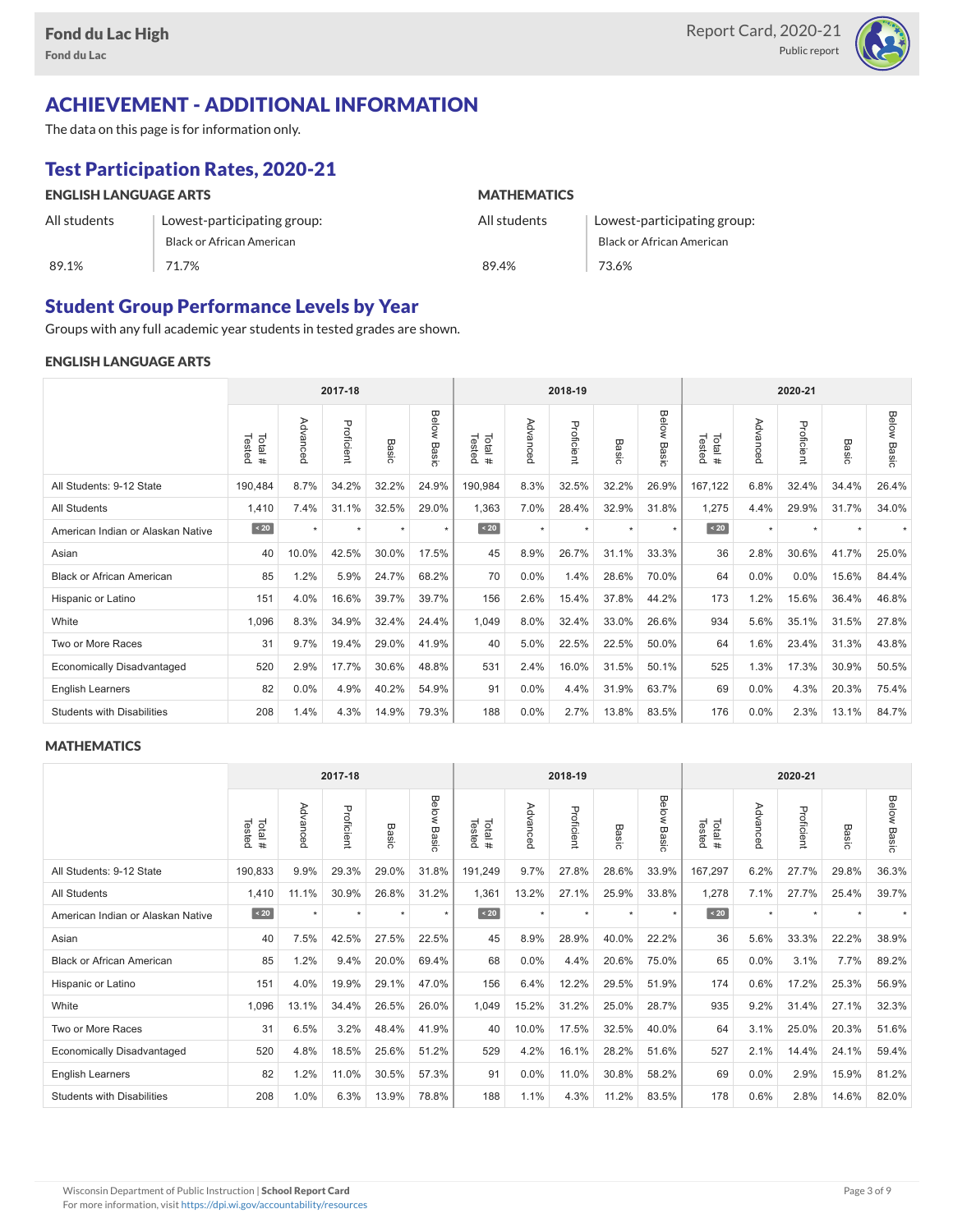## ACHIEVEMENT - ADDITIONAL INFORMATION

The data on this page is for information only.

### Test Participation Rates, 2020-21

#### ENGLISH LANGUAGE ARTS

| All students | Lowest-participating group: Black or African American |
|---|---|
| 89.1% | 71.7% |

#### MATHEMATICS

| All students | Lowest-participating group: Black or African American |
|---|---|
| 89.4% | 73.6% |

### Student Group Performance Levels by Year

Groups with any full academic year students in tested grades are shown.

#### ENGLISH LANGUAGE ARTS

| | 2017-18 | | | | | 2018-19 | | | | | 2020-21 | | | | |
|---|---|---|---|---|---|---|---|---|---|---|---|---|---|---|---|
| | Total # Tested | Advanced | Proficient | Basic | Below Basic | Total # Tested | Advanced | Proficient | Basic | Below Basic | Total # Tested | Advanced | Proficient | Basic | Below Basic |
| All Students: 9-12 State | 190,484 | 8.7% | 34.2% | 32.2% | 24.9% | 190,984 | 8.3% | 32.5% | 32.2% | 26.9% | 167,122 | 6.8% | 32.4% | 34.4% | 26.4% |
| All Students | 1,410 | 7.4% | 31.1% | 32.5% | 29.0% | 1,363 | 7.0% | 28.4% | 32.9% | 31.8% | 1,275 | 4.4% | 29.9% | 31.7% | 34.0% |
| American Indian or Alaskan Native | < 20 | * | * | * | * | < 20 | * | * | * | * | < 20 | * | * | * | * |
| Asian | 40 | 10.0% | 42.5% | 30.0% | 17.5% | 45 | 8.9% | 26.7% | 31.1% | 33.3% | 36 | 2.8% | 30.6% | 41.7% | 25.0% |
| Black or African American | 85 | 1.2% | 5.9% | 24.7% | 68.2% | 70 | 0.0% | 1.4% | 28.6% | 70.0% | 64 | 0.0% | 0.0% | 15.6% | 84.4% |
| Hispanic or Latino | 151 | 4.0% | 16.6% | 39.7% | 39.7% | 156 | 2.6% | 15.4% | 37.8% | 44.2% | 173 | 1.2% | 15.6% | 36.4% | 46.8% |
| White | 1,096 | 8.3% | 34.9% | 32.4% | 24.4% | 1,049 | 8.0% | 32.4% | 33.0% | 26.6% | 934 | 5.6% | 35.1% | 31.5% | 27.8% |
| Two or More Races | 31 | 9.7% | 19.4% | 29.0% | 41.9% | 40 | 5.0% | 22.5% | 22.5% | 50.0% | 64 | 1.6% | 23.4% | 31.3% | 43.8% |
| Economically Disadvantaged | 520 | 2.9% | 17.7% | 30.6% | 48.8% | 531 | 2.4% | 16.0% | 31.5% | 50.1% | 525 | 1.3% | 17.3% | 30.9% | 50.5% |
| English Learners | 82 | 0.0% | 4.9% | 40.2% | 54.9% | 91 | 0.0% | 4.4% | 31.9% | 63.7% | 69 | 0.0% | 4.3% | 20.3% | 75.4% |
| Students with Disabilities | 208 | 1.4% | 4.3% | 14.9% | 79.3% | 188 | 0.0% | 2.7% | 13.8% | 83.5% | 176 | 0.0% | 2.3% | 13.1% | 84.7% |

#### MATHEMATICS

| | 2017-18 | | | | | 2018-19 | | | | | 2020-21 | | | | |
|---|---|---|---|---|---|---|---|---|---|---|---|---|---|---|---|
| | Total # Tested | Advanced | Proficient | Basic | Below Basic | Total # Tested | Advanced | Proficient | Basic | Below Basic | Total # Tested | Advanced | Proficient | Basic | Below Basic |
| All Students: 9-12 State | 190,833 | 9.9% | 29.3% | 29.0% | 31.8% | 191,249 | 9.7% | 27.8% | 28.6% | 33.9% | 167,297 | 6.2% | 27.7% | 29.8% | 36.3% |
| All Students | 1,410 | 11.1% | 30.9% | 26.8% | 31.2% | 1,361 | 13.2% | 27.1% | 25.9% | 33.8% | 1,278 | 7.1% | 27.7% | 25.4% | 39.7% |
| American Indian or Alaskan Native | < 20 | * | * | * | * | < 20 | * | * | * | * | < 20 | * | * | * | * |
| Asian | 40 | 7.5% | 42.5% | 27.5% | 22.5% | 45 | 8.9% | 28.9% | 40.0% | 22.2% | 36 | 5.6% | 33.3% | 22.2% | 38.9% |
| Black or African American | 85 | 1.2% | 9.4% | 20.0% | 69.4% | 68 | 0.0% | 4.4% | 20.6% | 75.0% | 65 | 0.0% | 3.1% | 7.7% | 89.2% |
| Hispanic or Latino | 151 | 4.0% | 19.9% | 29.1% | 47.0% | 156 | 6.4% | 12.2% | 29.5% | 51.9% | 174 | 0.6% | 17.2% | 25.3% | 56.9% |
| White | 1,096 | 13.1% | 34.4% | 26.5% | 26.0% | 1,049 | 15.2% | 31.2% | 25.0% | 28.7% | 935 | 9.2% | 31.4% | 27.1% | 32.3% |
| Two or More Races | 31 | 6.5% | 3.2% | 48.4% | 41.9% | 40 | 10.0% | 17.5% | 32.5% | 40.0% | 64 | 3.1% | 25.0% | 20.3% | 51.6% |
| Economically Disadvantaged | 520 | 4.8% | 18.5% | 25.6% | 51.2% | 529 | 4.2% | 16.1% | 28.2% | 51.6% | 527 | 2.1% | 14.4% | 24.1% | 59.4% |
| English Learners | 82 | 1.2% | 11.0% | 30.5% | 57.3% | 91 | 0.0% | 11.0% | 30.8% | 58.2% | 69 | 0.0% | 2.9% | 15.9% | 81.2% |
| Students with Disabilities | 208 | 1.0% | 6.3% | 13.9% | 78.8% | 188 | 1.1% | 4.3% | 11.2% | 83.5% | 178 | 0.6% | 2.8% | 14.6% | 82.0% |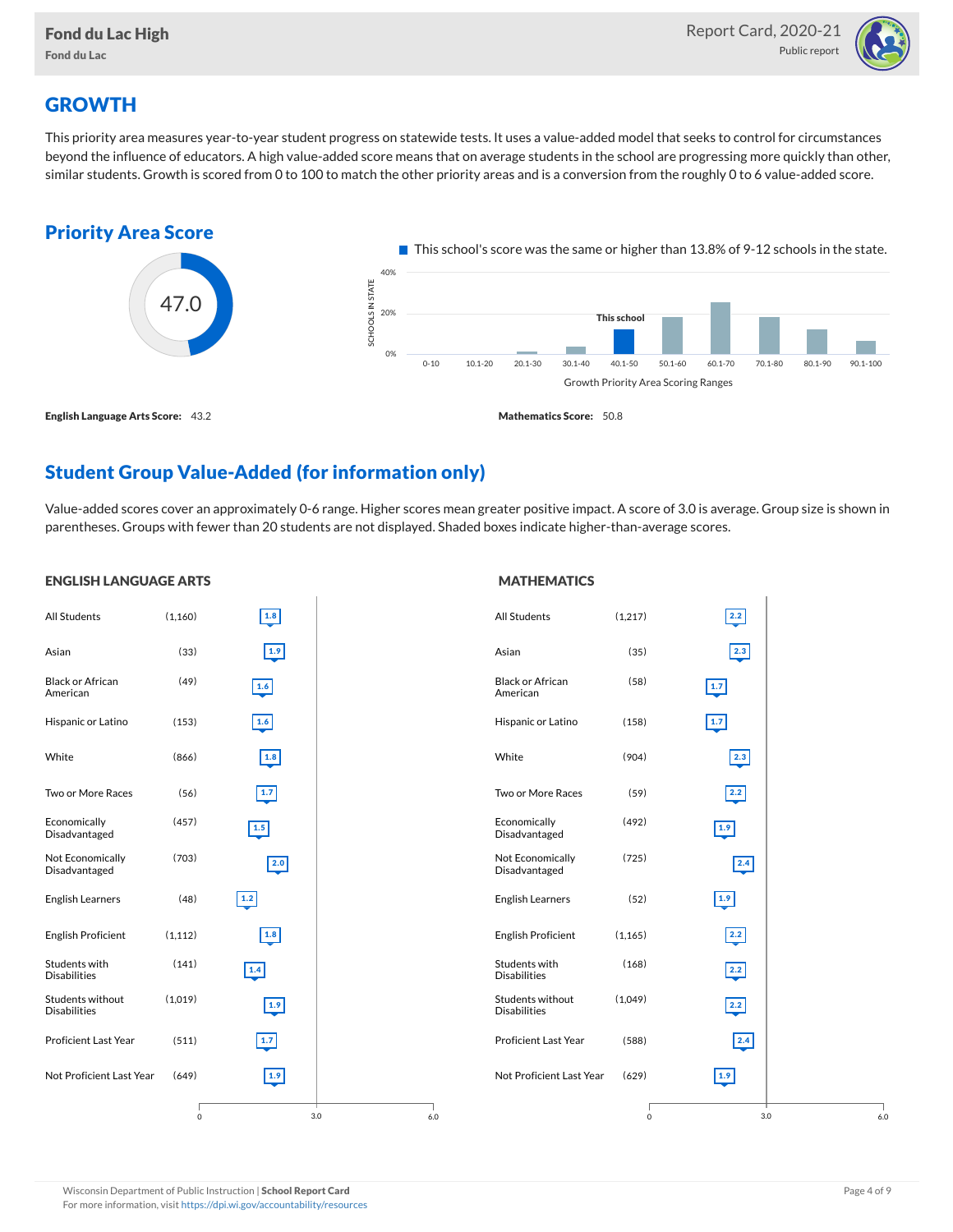Fond du Lac High
Fond du Lac

Report Card, 2020-21
Public report

## GROWTH

This priority area measures year-to-year student progress on statewide tests. It uses a value-added model that seeks to control for circumstances beyond the influence of educators. A high value-added score means that on average students in the school are progressing more quickly than other, similar students. Growth is scored from 0 to 100 to match the other priority areas and is a conversion from the roughly 0 to 6 value-added score.

### Priority Area Score

47.0

This school's score was the same or higher than 13.8% of 9-12 schools in the state.

Growth Priority Area Scoring Ranges: 0-10, 10.1-20, 20.1-30, 30.1-40, 40.1-50 (This school), 50.1-60, 60.1-70, 70.1-80, 80.1-90, 90.1-100

**English Language Arts Score:** 43.2

**Mathematics Score:** 50.8

### Student Group Value-Added (for information only)

Value-added scores cover an approximately 0-6 range. Higher scores mean greater positive impact. A score of 3.0 is average. Group size is shown in parentheses. Groups with fewer than 20 students are not displayed. Shaded boxes indicate higher-than-average scores.

#### ENGLISH LANGUAGE ARTS

| Group | Size | Value-Added |
|---|---|---|
| All Students | (1,160) | 1.8 |
| Asian | (33) | 1.9 |
| Black or African American | (49) | 1.6 |
| Hispanic or Latino | (153) | 1.6 |
| White | (866) | 1.8 |
| Two or More Races | (56) | 1.7 |
| Economically Disadvantaged | (457) | 1.5 |
| Not Economically Disadvantaged | (703) | 2.0 |
| English Learners | (48) | 1.2 |
| English Proficient | (1,112) | 1.8 |
| Students with Disabilities | (141) | 1.4 |
| Students without Disabilities | (1,019) | 1.9 |
| Proficient Last Year | (511) | 1.7 |
| Not Proficient Last Year | (649) | 1.9 |

#### MATHEMATICS

| Group | Size | Value-Added |
|---|---|---|
| All Students | (1,217) | 2.2 |
| Asian | (35) | 2.3 |
| Black or African American | (58) | 1.7 |
| Hispanic or Latino | (158) | 1.7 |
| White | (904) | 2.3 |
| Two or More Races | (59) | 2.2 |
| Economically Disadvantaged | (492) | 1.9 |
| Not Economically Disadvantaged | (725) | 2.4 |
| English Learners | (52) | 1.9 |
| English Proficient | (1,165) | 2.2 |
| Students with Disabilities | (168) | 2.2 |
| Students without Disabilities | (1,049) | 2.2 |
| Proficient Last Year | (588) | 2.4 |
| Not Proficient Last Year | (629) | 1.9 |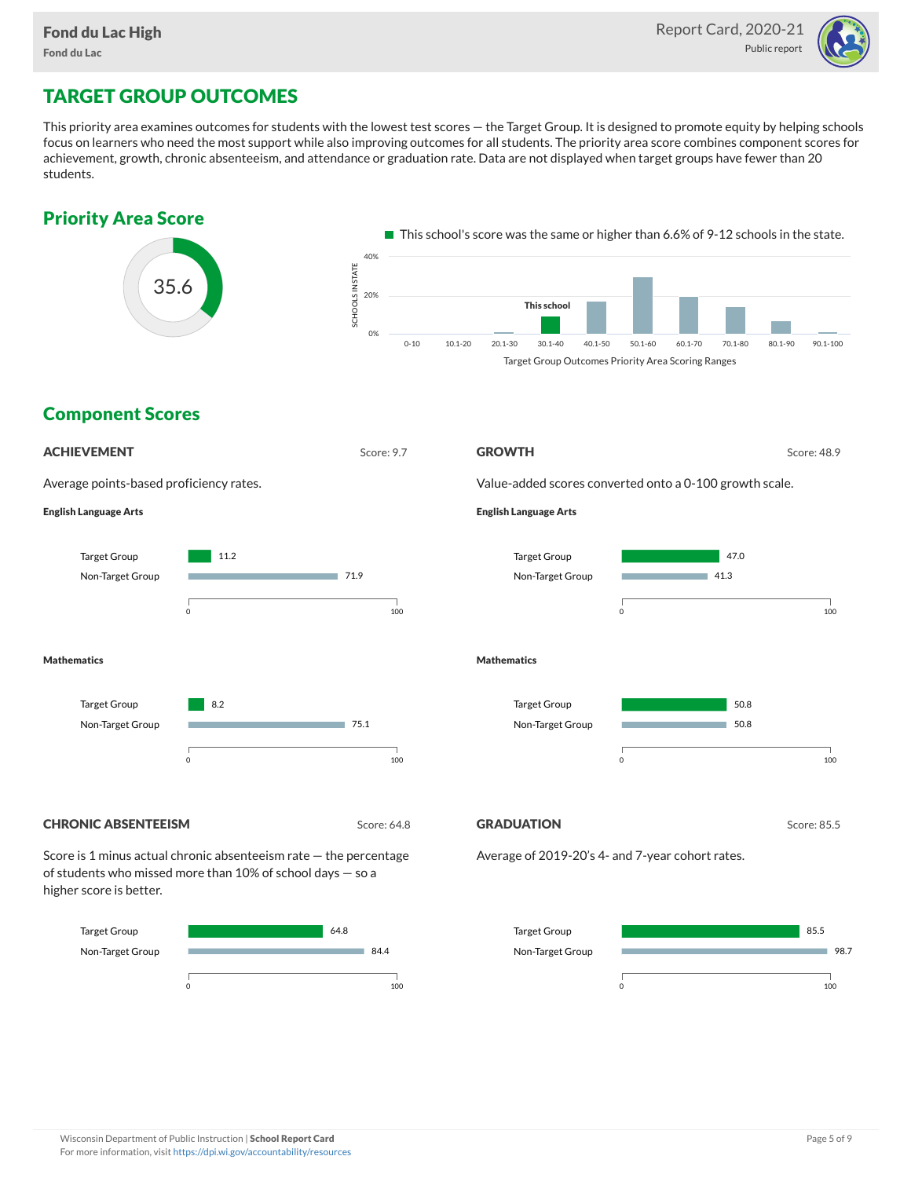# TARGET GROUP OUTCOMES

This priority area examines outcomes for students with the lowest test scores — the Target Group. It is designed to promote equity by helping schools focus on learners who need the most support while also improving outcomes for all students. The priority area score combines component scores for achievement, growth, chronic absenteeism, and attendance or graduation rate. Data are not displayed when target groups have fewer than 20 students.

## Priority Area Score

35.6

This school's score was the same or higher than 6.6% of 9-12 schools in the state.

SCHOOLS IN STATE

40%
20%
0%

This school

0-10
10.1-20
20.1-30
30.1-40
40.1-50
50.1-60
60.1-70
70.1-80
80.1-90
90.1-100

Target Group Outcomes Priority Area Scoring Ranges

## Component Scores

### ACHIEVEMENT

Score: 9.7

Average points-based proficiency rates.

**English Language Arts**

Target Group 11.2
Non-Target Group 71.9

0
100

**Mathematics**

Target Group 8.2
Non-Target Group 75.1

0
100

### GROWTH

Score: 48.9

Value-added scores converted onto a 0-100 growth scale.

**English Language Arts**

Target Group 47.0
Non-Target Group 41.3

0
100

**Mathematics**

Target Group 50.8
Non-Target Group 50.8

0
100

### CHRONIC ABSENTEEISM

Score: 64.8

Score is 1 minus actual chronic absenteeism rate — the percentage of students who missed more than 10% of school days — so a higher score is better.

Target Group 64.8
Non-Target Group 84.4

0
100

### GRADUATION

Score: 85.5

Average of 2019-20's 4- and 7-year cohort rates.

Target Group 85.5
Non-Target Group 98.7

0
100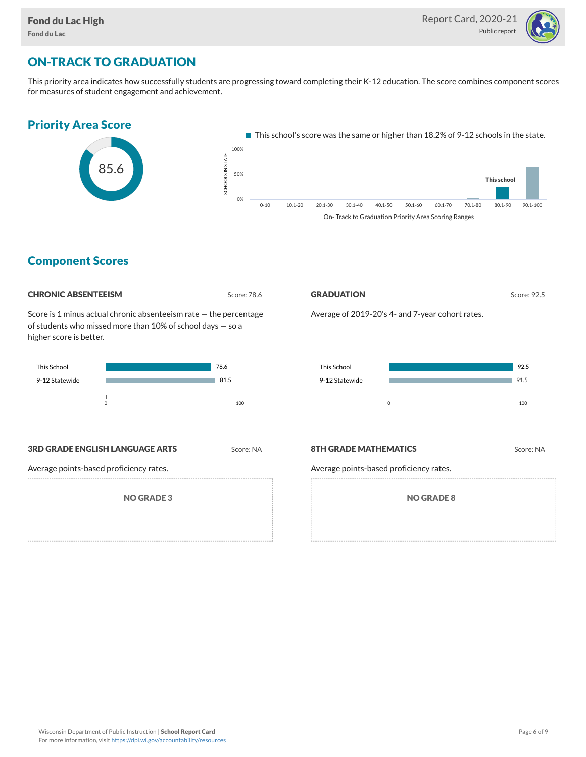# ON-TRACK TO GRADUATION

This priority area indicates how successfully students are progressing toward completing their K-12 education. The score combines component scores for measures of student engagement and achievement.

## Priority Area Score

85.6

This school's score was the same or higher than 18.2% of 9-12 schools in the state.

| On- Track to Graduation Priority Area Scoring Ranges | 0-10 | 10.1-20 | 20.1-30 | 30.1-40 | 40.1-50 | 50.1-60 | 60.1-70 | 70.1-80 | 80.1-90 | 90.1-100 |
|---|---|---|---|---|---|---|---|---|---|---|
| | | | | | | | | | This school | |

## Component Scores

### CHRONIC ABSENTEEISM

Score: 78.6

Score is 1 minus actual chronic absenteeism rate — the percentage of students who missed more than 10% of school days — so a higher score is better.

| | Score |
|---|---|
| This School | 78.6 |
| 9-12 Statewide | 81.5 |

### GRADUATION

Score: 92.5

Average of 2019-20's 4- and 7-year cohort rates.

| | Score |
|---|---|
| This School | 92.5 |
| 9-12 Statewide | 91.5 |

### 3RD GRADE ENGLISH LANGUAGE ARTS

Score: NA

Average points-based proficiency rates.

NO GRADE 3

### 8TH GRADE MATHEMATICS

Score: NA

Average points-based proficiency rates.

NO GRADE 8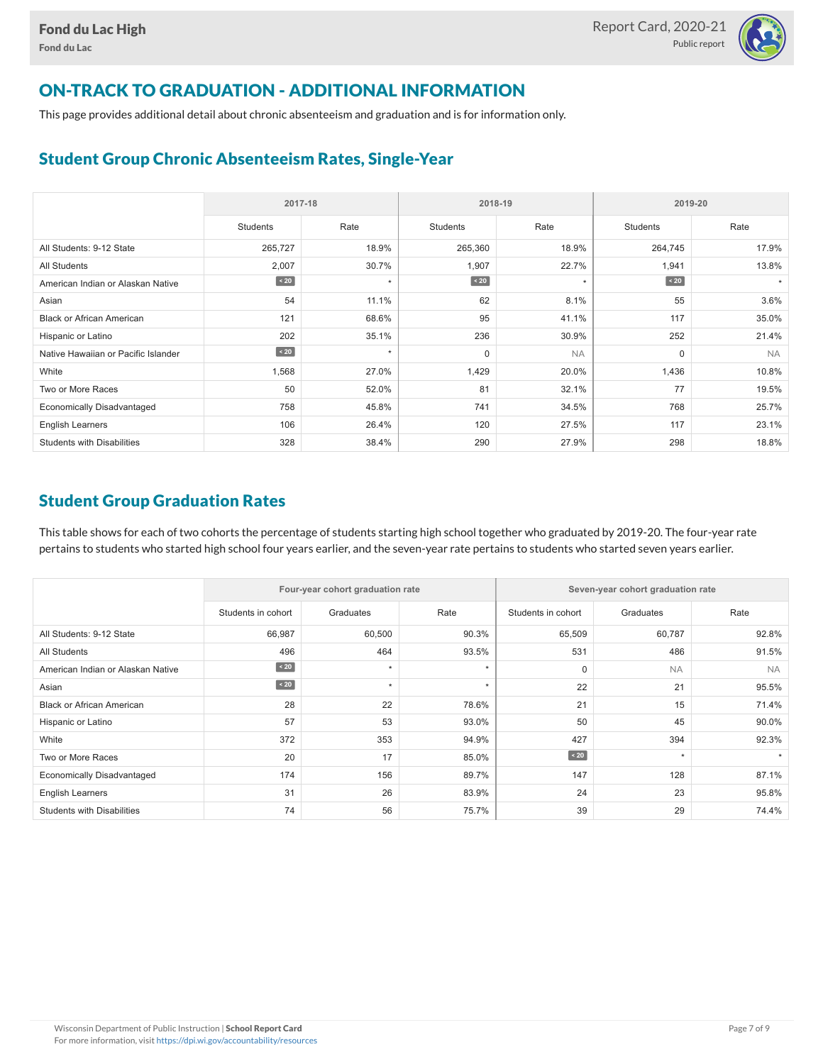## ON-TRACK TO GRADUATION - ADDITIONAL INFORMATION

This page provides additional detail about chronic absenteeism and graduation and is for information only.

### Student Group Chronic Absenteeism Rates, Single-Year

| | 2017-18 | | 2018-19 | | 2019-20 | |
|---|---|---|---|---|---|---|
| | Students | Rate | Students | Rate | Students | Rate |
| All Students: 9-12 State | 265,727 | 18.9% | 265,360 | 18.9% | 264,745 | 17.9% |
| All Students | 2,007 | 30.7% | 1,907 | 22.7% | 1,941 | 13.8% |
| American Indian or Alaskan Native | < 20 | * | < 20 | * | < 20 | * |
| Asian | 54 | 11.1% | 62 | 8.1% | 55 | 3.6% |
| Black or African American | 121 | 68.6% | 95 | 41.1% | 117 | 35.0% |
| Hispanic or Latino | 202 | 35.1% | 236 | 30.9% | 252 | 21.4% |
| Native Hawaiian or Pacific Islander | < 20 | * | 0 | NA | 0 | NA |
| White | 1,568 | 27.0% | 1,429 | 20.0% | 1,436 | 10.8% |
| Two or More Races | 50 | 52.0% | 81 | 32.1% | 77 | 19.5% |
| Economically Disadvantaged | 758 | 45.8% | 741 | 34.5% | 768 | 25.7% |
| English Learners | 106 | 26.4% | 120 | 27.5% | 117 | 23.1% |
| Students with Disabilities | 328 | 38.4% | 290 | 27.9% | 298 | 18.8% |

### Student Group Graduation Rates

This table shows for each of two cohorts the percentage of students starting high school together who graduated by 2019-20. The four-year rate pertains to students who started high school four years earlier, and the seven-year rate pertains to students who started seven years earlier.

| | Four-year cohort graduation rate | | | Seven-year cohort graduation rate | | |
|---|---|---|---|---|---|---|
| | Students in cohort | Graduates | Rate | Students in cohort | Graduates | Rate |
| All Students: 9-12 State | 66,987 | 60,500 | 90.3% | 65,509 | 60,787 | 92.8% |
| All Students | 496 | 464 | 93.5% | 531 | 486 | 91.5% |
| American Indian or Alaskan Native | < 20 | * | * | 0 | NA | NA |
| Asian | < 20 | * | * | 22 | 21 | 95.5% |
| Black or African American | 28 | 22 | 78.6% | 21 | 15 | 71.4% |
| Hispanic or Latino | 57 | 53 | 93.0% | 50 | 45 | 90.0% |
| White | 372 | 353 | 94.9% | 427 | 394 | 92.3% |
| Two or More Races | 20 | 17 | 85.0% | < 20 | * | * |
| Economically Disadvantaged | 174 | 156 | 89.7% | 147 | 128 | 87.1% |
| English Learners | 31 | 26 | 83.9% | 24 | 23 | 95.8% |
| Students with Disabilities | 74 | 56 | 75.7% | 39 | 29 | 74.4% |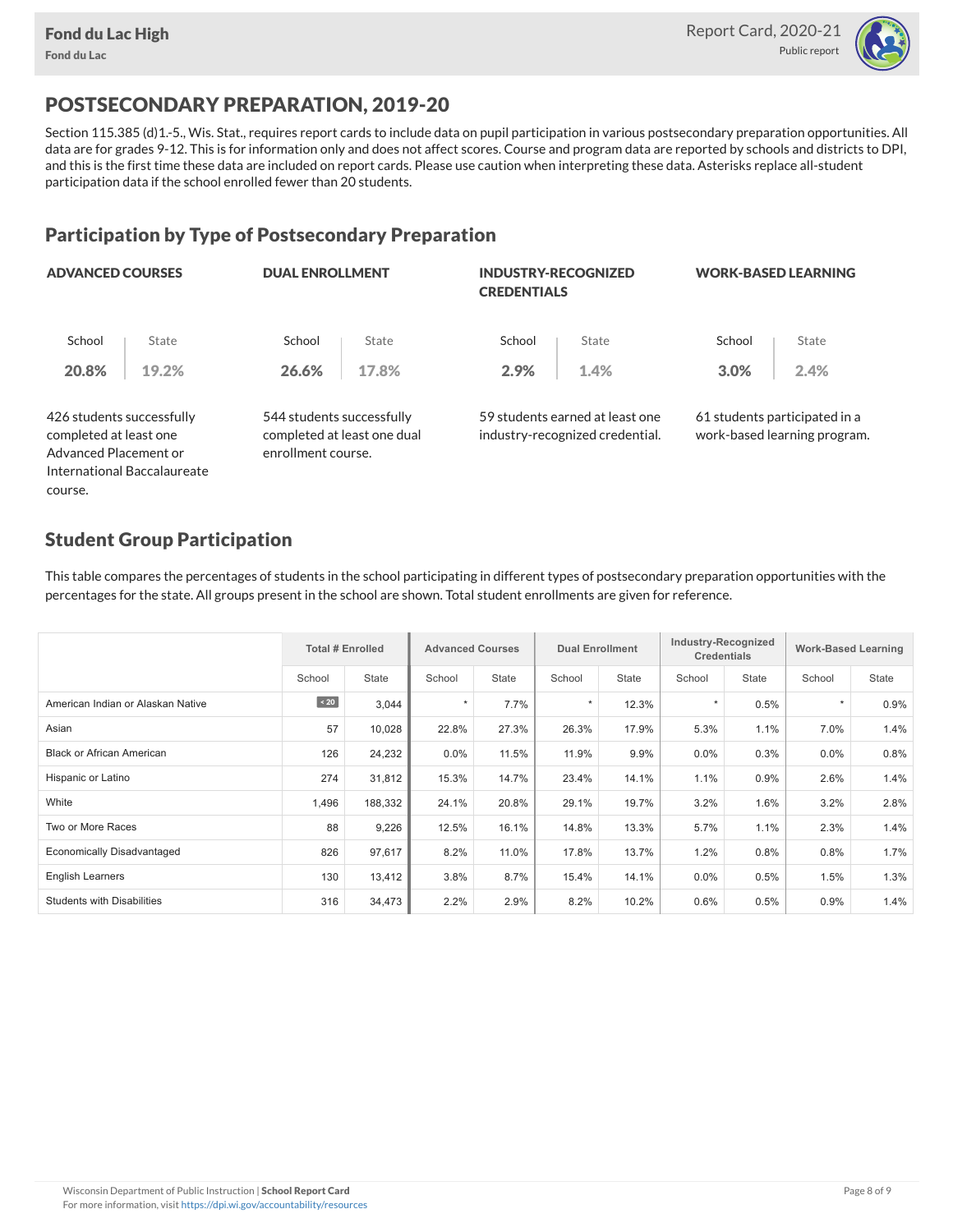## POSTSECONDARY PREPARATION, 2019-20

Section 115.385 (d)1.-5., Wis. Stat., requires report cards to include data on pupil participation in various postsecondary preparation opportunities. All data are for grades 9-12. This is for information only and does not affect scores. Course and program data are reported by schools and districts to DPI, and this is the first time these data are included on report cards. Please use caution when interpreting these data. Asterisks replace all-student participation data if the school enrolled fewer than 20 students.

### Participation by Type of Postsecondary Preparation

**ADVANCED COURSES**

School **20.8%** | State **19.2%**

426 students successfully completed at least one Advanced Placement or International Baccalaureate course.

**DUAL ENROLLMENT**

School **26.6%** | State **17.8%**

544 students successfully completed at least one dual enrollment course.

**INDUSTRY-RECOGNIZED CREDENTIALS**

School **2.9%** | State **1.4%**

59 students earned at least one industry-recognized credential.

**WORK-BASED LEARNING**

School **3.0%** | State **2.4%**

61 students participated in a work-based learning program.

### Student Group Participation

This table compares the percentages of students in the school participating in different types of postsecondary preparation opportunities with the percentages for the state. All groups present in the school are shown. Total student enrollments are given for reference.

| | Total # Enrolled | | Advanced Courses | | Dual Enrollment | | Industry-Recognized Credentials | | Work-Based Learning | |
|---|---|---|---|---|---|---|---|---|---|---|
| | School | State | School | State | School | State | School | State | School | State |
| American Indian or Alaskan Native | < 20 | 3,044 | * | 7.7% | * | 12.3% | * | 0.5% | * | 0.9% |
| Asian | 57 | 10,028 | 22.8% | 27.3% | 26.3% | 17.9% | 5.3% | 1.1% | 7.0% | 1.4% |
| Black or African American | 126 | 24,232 | 0.0% | 11.5% | 11.9% | 9.9% | 0.0% | 0.3% | 0.0% | 0.8% |
| Hispanic or Latino | 274 | 31,812 | 15.3% | 14.7% | 23.4% | 14.1% | 1.1% | 0.9% | 2.6% | 1.4% |
| White | 1,496 | 188,332 | 24.1% | 20.8% | 29.1% | 19.7% | 3.2% | 1.6% | 3.2% | 2.8% |
| Two or More Races | 88 | 9,226 | 12.5% | 16.1% | 14.8% | 13.3% | 5.7% | 1.1% | 2.3% | 1.4% |
| Economically Disadvantaged | 826 | 97,617 | 8.2% | 11.0% | 17.8% | 13.7% | 1.2% | 0.8% | 0.8% | 1.7% |
| English Learners | 130 | 13,412 | 3.8% | 8.7% | 15.4% | 14.1% | 0.0% | 0.5% | 1.5% | 1.3% |
| Students with Disabilities | 316 | 34,473 | 2.2% | 2.9% | 8.2% | 10.2% | 0.6% | 0.5% | 0.9% | 1.4% |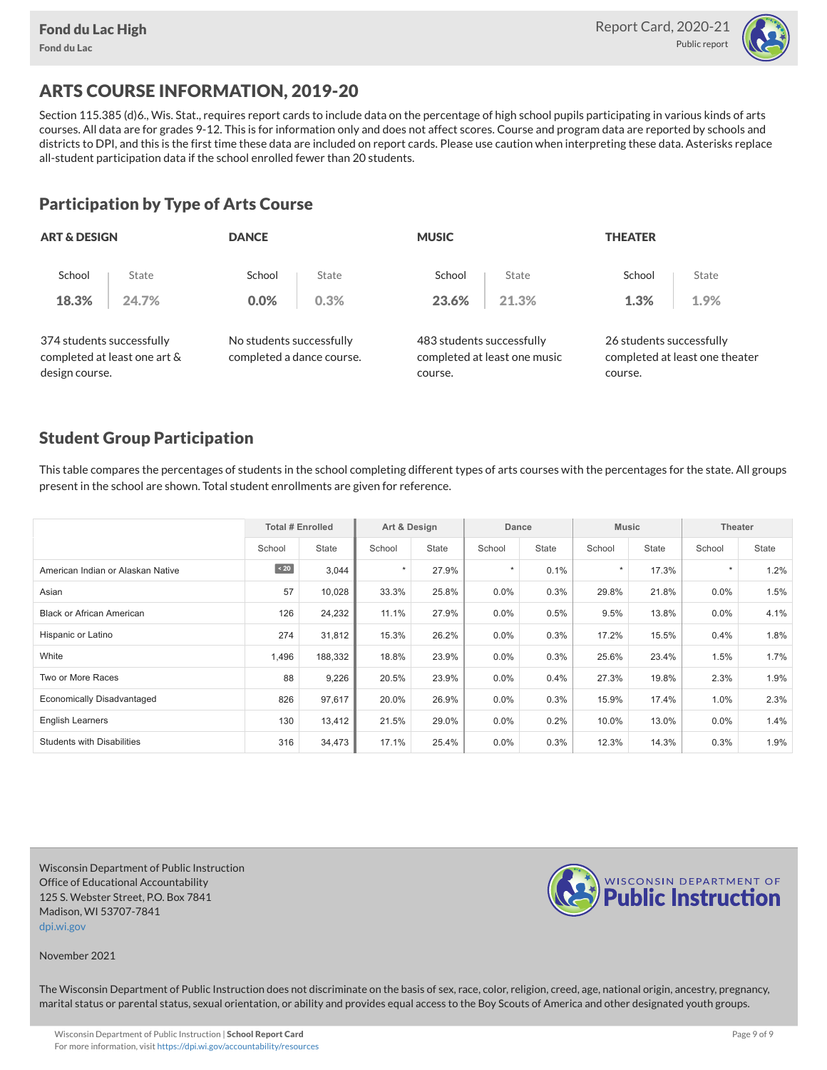Fond du Lac High

Fond du Lac

Report Card, 2020-21

Public report

# ARTS COURSE INFORMATION, 2019-20

Section 115.385 (d)6., Wis. Stat., requires report cards to include data on the percentage of high school pupils participating in various kinds of arts courses. All data are for grades 9-12. This is for information only and does not affect scores. Course and program data are reported by schools and districts to DPI, and this is the first time these data are included on report cards. Please use caution when interpreting these data. Asterisks replace all-student participation data if the school enrolled fewer than 20 students.

## Participation by Type of Arts Course

| | ART & DESIGN | DANCE | MUSIC | THEATER |
|---|---|---|---|---|
| School | 18.3% | 0.0% | 23.6% | 1.3% |
| State | 24.7% | 0.3% | 21.3% | 1.9% |

**ART & DESIGN:** 374 students successfully completed at least one art & design course.

**DANCE:** No students successfully completed a dance course.

**MUSIC:** 483 students successfully completed at least one music course.

**THEATER:** 26 students successfully completed at least one theater course.

## Student Group Participation

This table compares the percentages of students in the school completing different types of arts courses with the percentages for the state. All groups present in the school are shown. Total student enrollments are given for reference.

| | Total # Enrolled | | Art & Design | | Dance | | Music | | Theater | |
|---|---|---|---|---|---|---|---|---|---|---|
| | School | State | School | State | School | State | School | State | School | State |
| American Indian or Alaskan Native | < 20 | 3,044 | * | 27.9% | * | 0.1% | * | 17.3% | * | 1.2% |
| Asian | 57 | 10,028 | 33.3% | 25.8% | 0.0% | 0.3% | 29.8% | 21.8% | 0.0% | 1.5% |
| Black or African American | 126 | 24,232 | 11.1% | 27.9% | 0.0% | 0.5% | 9.5% | 13.8% | 0.0% | 4.1% |
| Hispanic or Latino | 274 | 31,812 | 15.3% | 26.2% | 0.0% | 0.3% | 17.2% | 15.5% | 0.4% | 1.8% |
| White | 1,496 | 188,332 | 18.8% | 23.9% | 0.0% | 0.3% | 25.6% | 23.4% | 1.5% | 1.7% |
| Two or More Races | 88 | 9,226 | 20.5% | 23.9% | 0.0% | 0.4% | 27.3% | 19.8% | 2.3% | 1.9% |
| Economically Disadvantaged | 826 | 97,617 | 20.0% | 26.9% | 0.0% | 0.3% | 15.9% | 17.4% | 1.0% | 2.3% |
| English Learners | 130 | 13,412 | 21.5% | 29.0% | 0.0% | 0.2% | 10.0% | 13.0% | 0.0% | 1.4% |
| Students with Disabilities | 316 | 34,473 | 17.1% | 25.4% | 0.0% | 0.3% | 12.3% | 14.3% | 0.3% | 1.9% |

Wisconsin Department of Public Instruction
Office of Educational Accountability
125 S. Webster Street, P.O. Box 7841
Madison, WI 53707-7841
dpi.wi.gov

WISCONSIN DEPARTMENT OF Public Instruction

November 2021

The Wisconsin Department of Public Instruction does not discriminate on the basis of sex, race, color, religion, creed, age, national origin, ancestry, pregnancy, marital status or parental status, sexual orientation, or ability and provides equal access to the Boy Scouts of America and other designated youth groups.